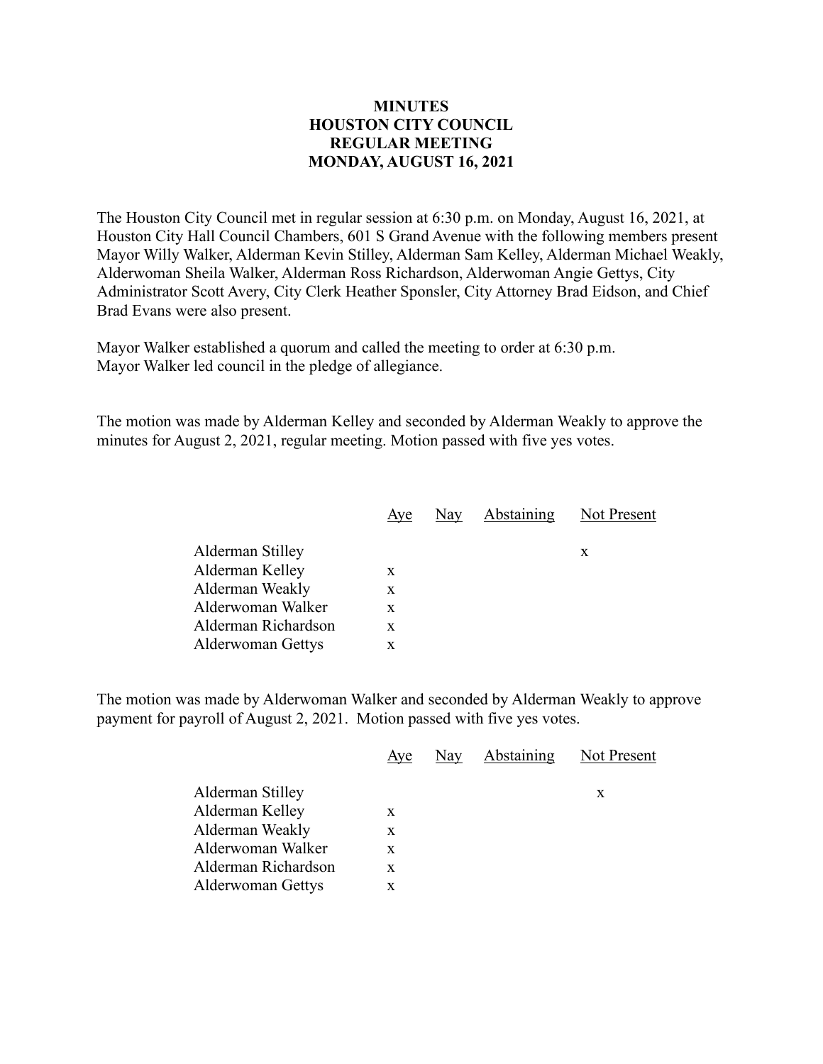# MINUTES
# HOUSTON CITY COUNCIL
# REGULAR MEETING
# MONDAY, AUGUST 16, 2021

The Houston City Council met in regular session at 6:30 p.m. on Monday, August 16, 2021, at Houston City Hall Council Chambers, 601 S Grand Avenue with the following members present Mayor Willy Walker, Alderman Kevin Stilley, Alderman Sam Kelley, Alderman Michael Weakly, Alderwoman Sheila Walker, Alderman Ross Richardson, Alderwoman Angie Gettys, City Administrator Scott Avery, City Clerk Heather Sponsler, City Attorney Brad Eidson, and Chief Brad Evans were also present.

Mayor Walker established a quorum and called the meeting to order at 6:30 p.m.
Mayor Walker led council in the pledge of allegiance.

The motion was made by Alderman Kelley and seconded by Alderman Weakly to approve the minutes for August 2, 2021, regular meeting. Motion passed with five yes votes.

| | Aye | Nay | Abstaining | Not Present |
|---|---|---|---|---|
| Alderman Stilley | | | | x |
| Alderman Kelley | x | | | |
| Alderman Weakly | x | | | |
| Alderwoman Walker | x | | | |
| Alderman Richardson | x | | | |
| Alderwoman Gettys | x | | | |

The motion was made by Alderwoman Walker and seconded by Alderman Weakly to approve payment for payroll of August 2, 2021. Motion passed with five yes votes.

| | Aye | Nay | Abstaining | Not Present |
|---|---|---|---|---|
| Alderman Stilley | | | | x |
| Alderman Kelley | x | | | |
| Alderman Weakly | x | | | |
| Alderwoman Walker | x | | | |
| Alderman Richardson | x | | | |
| Alderwoman Gettys | x | | | |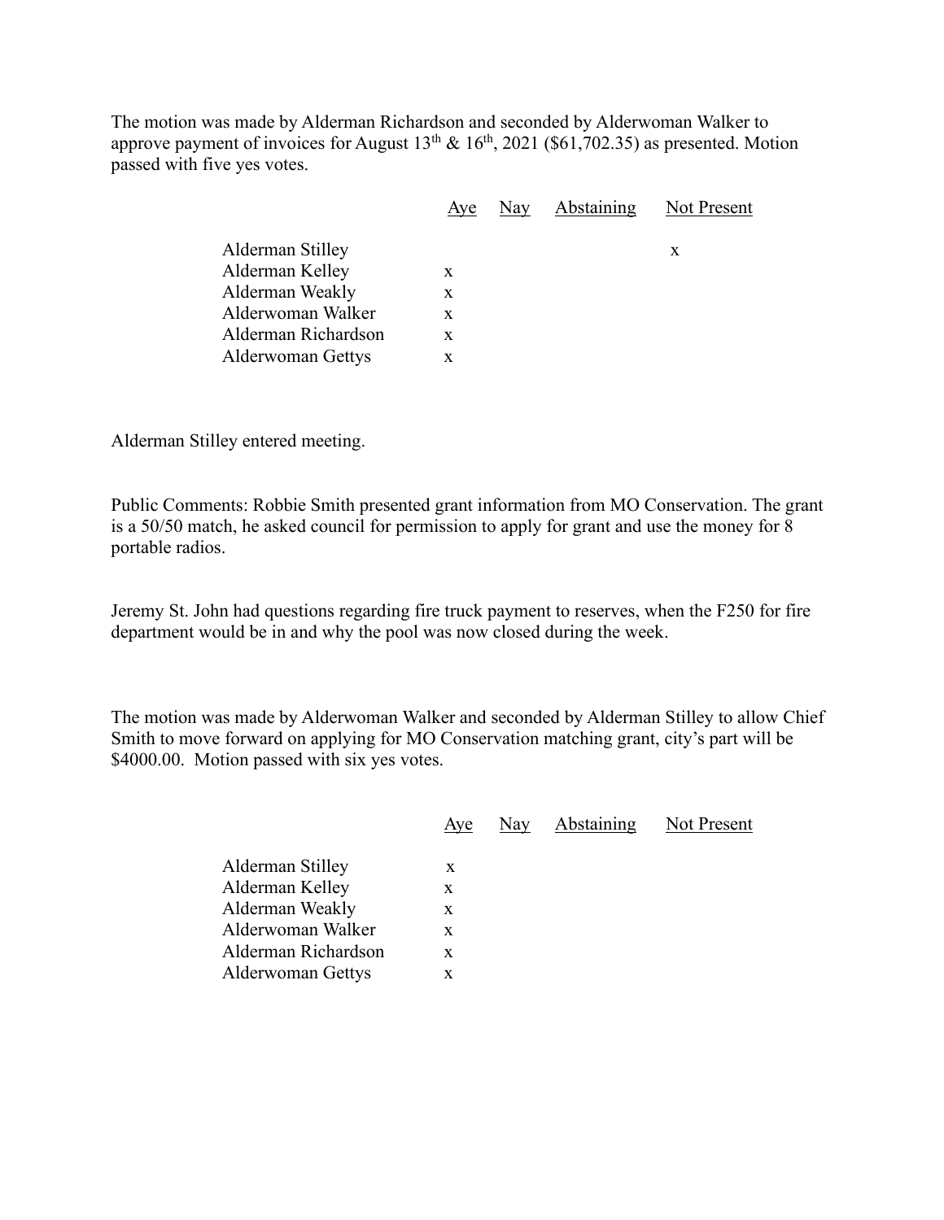The motion was made by Alderman Richardson and seconded by Alderwoman Walker to approve payment of invoices for August 13th & 16th, 2021 ($61,702.35) as presented. Motion passed with five yes votes.

| | Aye | Nay | Abstaining | Not Present |
|---|---|---|---|---|
| Alderman Stilley | | | | x |
| Alderman Kelley | x | | | |
| Alderman Weakly | x | | | |
| Alderwoman Walker | x | | | |
| Alderman Richardson | x | | | |
| Alderwoman Gettys | x | | | |

Alderman Stilley entered meeting.

Public Comments: Robbie Smith presented grant information from MO Conservation. The grant is a 50/50 match, he asked council for permission to apply for grant and use the money for 8 portable radios.

Jeremy St. John had questions regarding fire truck payment to reserves, when the F250 for fire department would be in and why the pool was now closed during the week.

The motion was made by Alderwoman Walker and seconded by Alderman Stilley to allow Chief Smith to move forward on applying for MO Conservation matching grant, city's part will be $4000.00. Motion passed with six yes votes.

| | Aye | Nay | Abstaining | Not Present |
|---|---|---|---|---|
| Alderman Stilley | x | | | |
| Alderman Kelley | x | | | |
| Alderman Weakly | x | | | |
| Alderwoman Walker | x | | | |
| Alderman Richardson | x | | | |
| Alderwoman Gettys | x | | | |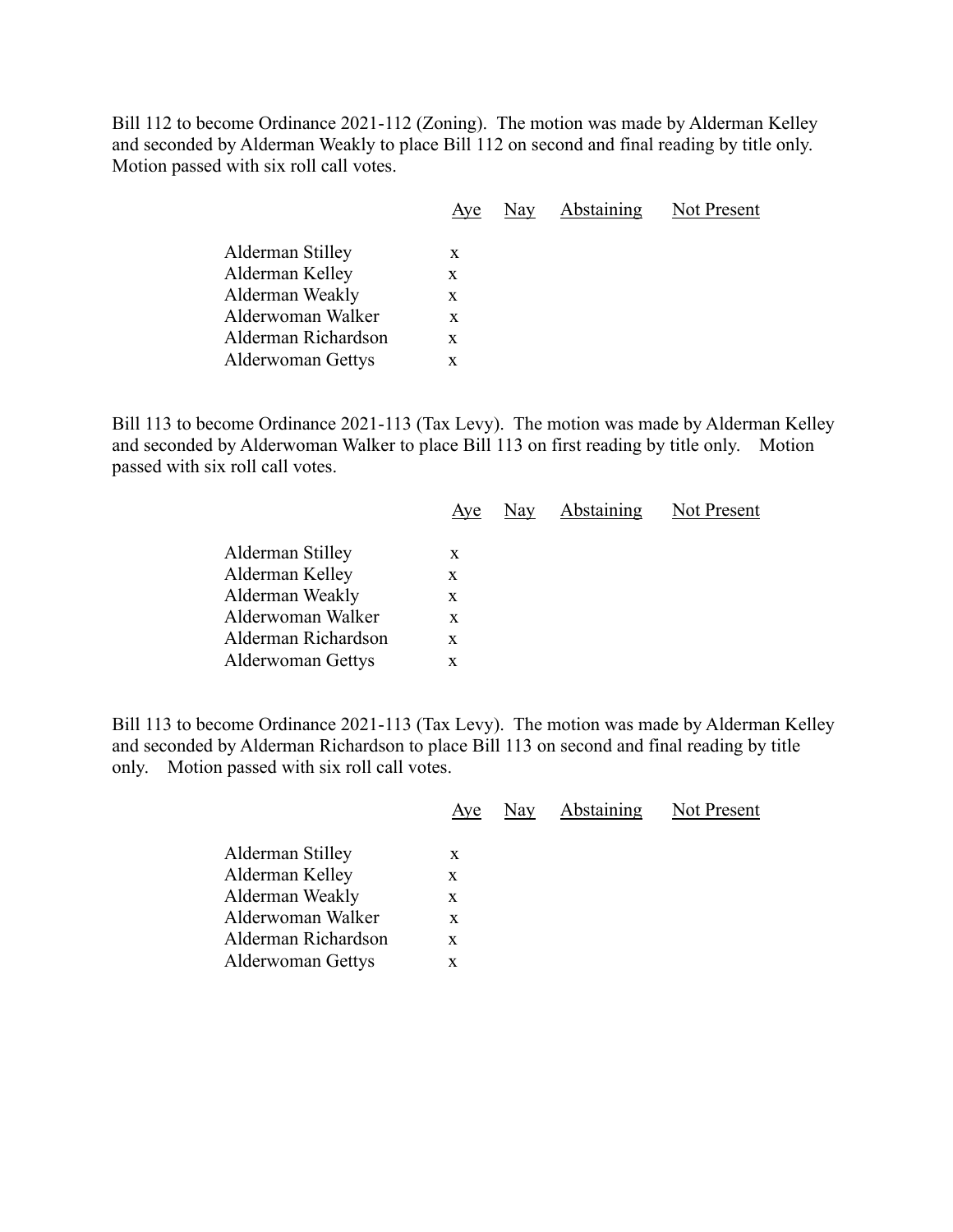Bill 112 to become Ordinance 2021-112 (Zoning). The motion was made by Alderman Kelley and seconded by Alderman Weakly to place Bill 112 on second and final reading by title only. Motion passed with six roll call votes.

| | Aye | Nay | Abstaining | Not Present |
|---|---|---|---|---|
| Alderman Stilley | x | | | |
| Alderman Kelley | x | | | |
| Alderman Weakly | x | | | |
| Alderwoman Walker | x | | | |
| Alderman Richardson | x | | | |
| Alderwoman Gettys | x | | | |

Bill 113 to become Ordinance 2021-113 (Tax Levy). The motion was made by Alderman Kelley and seconded by Alderwoman Walker to place Bill 113 on first reading by title only. Motion passed with six roll call votes.

| | Aye | Nay | Abstaining | Not Present |
|---|---|---|---|---|
| Alderman Stilley | x | | | |
| Alderman Kelley | x | | | |
| Alderman Weakly | x | | | |
| Alderwoman Walker | x | | | |
| Alderman Richardson | x | | | |
| Alderwoman Gettys | x | | | |

Bill 113 to become Ordinance 2021-113 (Tax Levy). The motion was made by Alderman Kelley and seconded by Alderman Richardson to place Bill 113 on second and final reading by title only. Motion passed with six roll call votes.

| | Aye | Nay | Abstaining | Not Present |
|---|---|---|---|---|
| Alderman Stilley | x | | | |
| Alderman Kelley | x | | | |
| Alderman Weakly | x | | | |
| Alderwoman Walker | x | | | |
| Alderman Richardson | x | | | |
| Alderwoman Gettys | x | | | |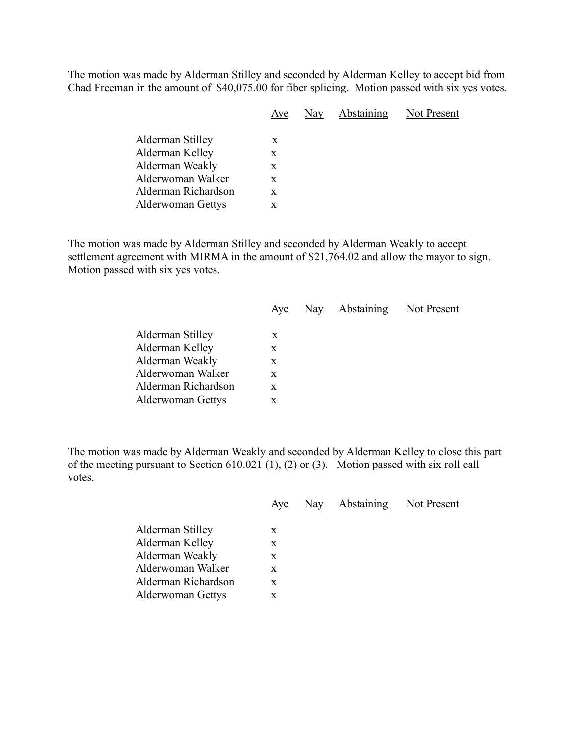The motion was made by Alderman Stilley and seconded by Alderman Kelley to accept bid from Chad Freeman in the amount of  $40,075.00 for fiber splicing.  Motion passed with six yes votes.

| | Aye | Nay | Abstaining | Not Present |
|---|---|---|---|---|
| Alderman Stilley | x | | | |
| Alderman Kelley | x | | | |
| Alderman Weakly | x | | | |
| Alderwoman Walker | x | | | |
| Alderman Richardson | x | | | |
| Alderwoman Gettys | x | | | |

The motion was made by Alderman Stilley and seconded by Alderman Weakly to accept settlement agreement with MIRMA in the amount of $21,764.02 and allow the mayor to sign. Motion passed with six yes votes.

| | Aye | Nay | Abstaining | Not Present |
|---|---|---|---|---|
| Alderman Stilley | x | | | |
| Alderman Kelley | x | | | |
| Alderman Weakly | x | | | |
| Alderwoman Walker | x | | | |
| Alderman Richardson | x | | | |
| Alderwoman Gettys | x | | | |

The motion was made by Alderman Weakly and seconded by Alderman Kelley to close this part of the meeting pursuant to Section 610.021 (1), (2) or (3).   Motion passed with six roll call votes.

| | Aye | Nay | Abstaining | Not Present |
|---|---|---|---|---|
| Alderman Stilley | x | | | |
| Alderman Kelley | x | | | |
| Alderman Weakly | x | | | |
| Alderwoman Walker | x | | | |
| Alderman Richardson | x | | | |
| Alderwoman Gettys | x | | | |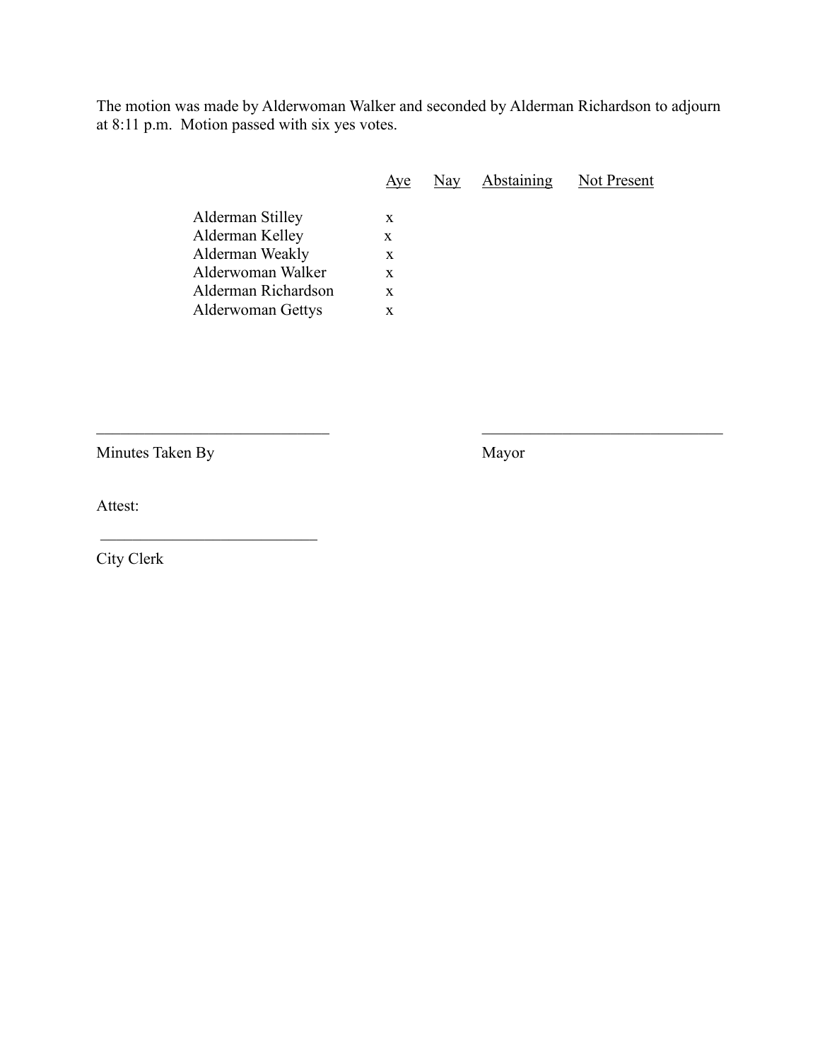The motion was made by Alderwoman Walker and seconded by Alderman Richardson to adjourn at 8:11 p.m. Motion passed with six yes votes.

| | Aye | Nay | Abstaining | Not Present |
|---|---|---|---|---|
| Alderman Stilley | x | | | |
| Alderman Kelley | x | | | |
| Alderman Weakly | x | | | |
| Alderwoman Walker | x | | | |
| Alderman Richardson | x | | | |
| Alderwoman Gettys | x | | | |

______________________________ 
Minutes Taken By

______________________________ 
Mayor

Attest:

______________________________ 
City Clerk